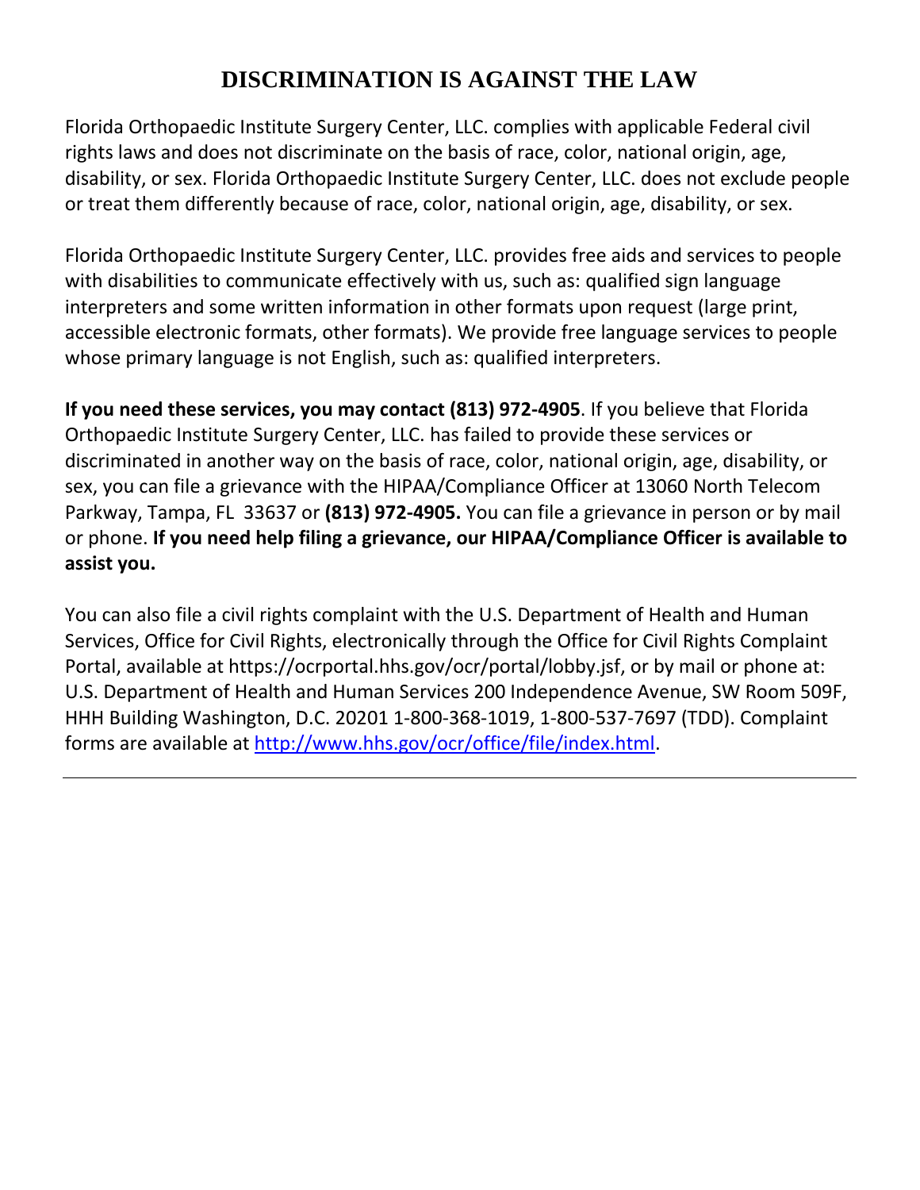# DISCRIMINATION IS AGAINST THE LAW

Florida Orthopaedic Institute Surgery Center, LLC. complies with applicable Federal civil rights laws and does not discriminate on the basis of race, color, national origin, age, disability, or sex. Florida Orthopaedic Institute Surgery Center, LLC. does not exclude people or treat them differently because of race, color, national origin, age, disability, or sex.

Florida Orthopaedic Institute Surgery Center, LLC. provides free aids and services to people with disabilities to communicate effectively with us, such as: qualified sign language interpreters and some written information in other formats upon request (large print, accessible electronic formats, other formats). We provide free language services to people whose primary language is not English, such as: qualified interpreters.

**If you need these services, you may contact (813) 972-4905**. If you believe that Florida Orthopaedic Institute Surgery Center, LLC. has failed to provide these services or discriminated in another way on the basis of race, color, national origin, age, disability, or sex, you can file a grievance with the HIPAA/Compliance Officer at 13060 North Telecom Parkway, Tampa, FL 33637 or **(813) 972-4905.** You can file a grievance in person or by mail or phone. **If you need help filing a grievance, our HIPAA/Compliance Officer is available to assist you.**

You can also file a civil rights complaint with the U.S. Department of Health and Human Services, Office for Civil Rights, electronically through the Office for Civil Rights Complaint Portal, available at https://ocrportal.hhs.gov/ocr/portal/lobby.jsf, or by mail or phone at: U.S. Department of Health and Human Services 200 Independence Avenue, SW Room 509F, HHH Building Washington, D.C. 20201 1-800-368-1019, 1-800-537-7697 (TDD). Complaint forms are available at [http://www.hhs.gov/ocr/office/file/index.html](http://www.hhs.gov/ocr/office/file/index.html).

---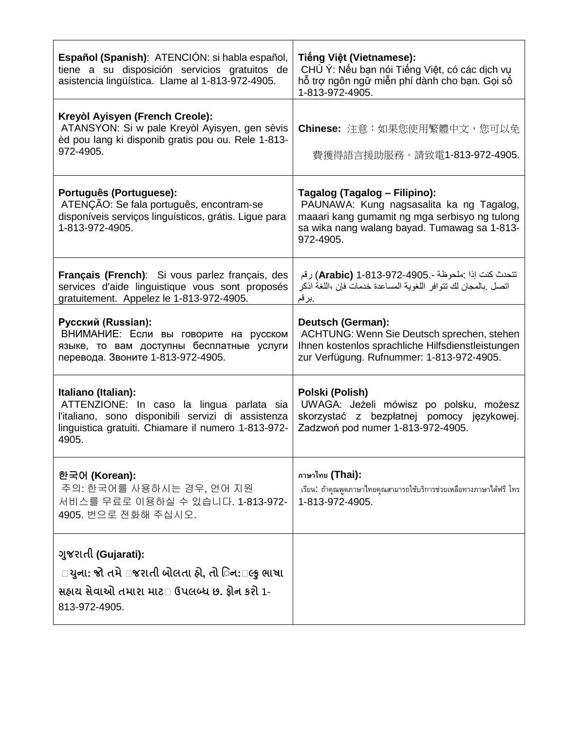| | |
|---|---|
| **Español (Spanish)**: ATENCIÓN: si habla español, tiene a su disposición servicios gratuitos de asistencia lingüística. Llame al 1-813-972-4905. | **Tiếng Việt (Vietnamese):** CHÚ Ý: Nếu bạn nói Tiếng Việt, có các dịch vụ hỗ trợ ngôn ngữ miễn phí dành cho bạn. Gọi số 1-813-972-4905. |
| **Kreyòl Ayisyen (French Creole):** ATANSYON: Si w pale Kreyòl Ayisyen, gen sèvis èd pou lang ki disponib gratis pou ou. Rele 1-813-972-4905. | **Chinese:** 注意：如果您使用繁體中文，您可以免費獲得語言援助服務。請致電1-813-972-4905. |
| **Português (Portuguese):** ATENÇÃO: Se fala português, encontram-se disponíveis serviços linguísticos, grátis. Ligue para 1-813-972-4905. | **Tagalog (Tagalog – Filipino):** PAUNAWA: Kung nagsasalita ka ng Tagalog, maaari kang gumamit ng mga serbisyo ng tulong sa wika nang walang bayad. Tumawag sa 1-813-972-4905. |
| **Français (French)**: Si vous parlez français, des services d'aide linguistique vous sont proposés gratuitement. Appelez le 1-813-972-4905. | **(Arabic)** ملحوظة: إذا كنت تتحدث اذكر اللغة، فإن خدمات المساعدة اللغوية تتوافر لك بالمجان. اتصل برقم 1-813-972-4905. |
| **Русский (Russian):** ВНИМАНИЕ: Если вы говорите на русском языке, то вам доступны бесплатные услуги перевода. Звоните 1-813-972-4905. | **Deutsch (German):** ACHTUNG: Wenn Sie Deutsch sprechen, stehen Ihnen kostenlos sprachliche Hilfsdienstleistungen zur Verfügung. Rufnummer: 1-813-972-4905. |
| **Italiano (Italian):** ATTENZIONE: In caso la lingua parlata sia l'italiano, sono disponibili servizi di assistenza linguistica gratuiti. Chiamare il numero 1-813-972-4905. | **Polski (Polish)** UWAGA: Jeżeli mówisz po polsku, możesz skorzystać z bezpłatnej pomocy językowej. Zadzwoń pod numer 1-813-972-4905. |
| **한국어 (Korean):** 주의: 한국어를 사용하시는 경우, 언어 지원 서비스를 무료로 이용하실 수 있습니다. 1-813-972-4905. 번으로 전화해 주십시오. | **ภาษาไทย (Thai):** เรียน: ถ้าคุณพูดภาษาไทยคุณสามารถใช้บริการช่วยเหลือทางภาษาได้ฟรี โทร 1-813-972-4905. |
| **ગુજરાતી (Gujarati):** સુચના: જો તમે ગુજરાતી બોલતા હો, તો નિ:શુલ્ક ભાષા સહાય સેવાઓ તમારા માટે ઉપલબ્ધ છે. ફોન કરો 1-813-972-4905. | |